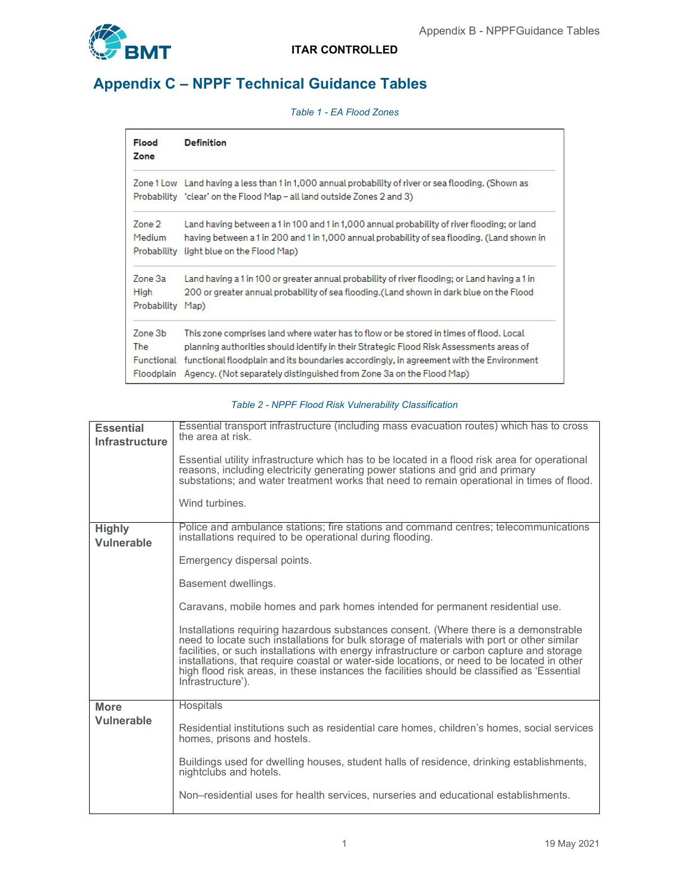ITAR CONTROLLED

# Appendix C – NPPF Technical Guidance Tables

*Table 1 - EA Flood Zones*

| Flood Zone | Definition |
|---|---|
| Zone 1 Low Probability | Land having a less than 1 in 1,000 annual probability of river or sea flooding. (Shown as 'clear' on the Flood Map – all land outside Zones 2 and 3) |
| Zone 2 Medium Probability | Land having between a 1 in 100 and 1 in 1,000 annual probability of river flooding; or land having between a 1 in 200 and 1 in 1,000 annual probability of sea flooding. (Land shown in light blue on the Flood Map) |
| Zone 3a High Probability | Land having a 1 in 100 or greater annual probability of river flooding; or Land having a 1 in 200 or greater annual probability of sea flooding.(Land shown in dark blue on the Flood Map) |
| Zone 3b The Functional Floodplain | This zone comprises land where water has to flow or be stored in times of flood. Local planning authorities should identify in their Strategic Flood Risk Assessments areas of functional floodplain and its boundaries accordingly, in agreement with the Environment Agency. (Not separately distinguished from Zone 3a on the Flood Map) |

*Table 2 - NPPF Flood Risk Vulnerability Classification*

| | |
|---|---|
| **Essential Infrastructure** | Essential transport infrastructure (including mass evacuation routes) which has to cross the area at risk.<br><br>Essential utility infrastructure which has to be located in a flood risk area for operational reasons, including electricity generating power stations and grid and primary substations; and water treatment works that need to remain operational in times of flood.<br><br>Wind turbines. |
| **Highly Vulnerable** | Police and ambulance stations; fire stations and command centres; telecommunications installations required to be operational during flooding.<br><br>Emergency dispersal points.<br><br>Basement dwellings.<br><br>Caravans, mobile homes and park homes intended for permanent residential use.<br><br>Installations requiring hazardous substances consent. (Where there is a demonstrable need to locate such installations for bulk storage of materials with port or other similar facilities, or such installations with energy infrastructure or carbon capture and storage installations, that require coastal or water-side locations, or need to be located in other high flood risk areas, in these instances the facilities should be classified as 'Essential Infrastructure'). |
| **More Vulnerable** | Hospitals<br><br>Residential institutions such as residential care homes, children's homes, social services homes, prisons and hostels.<br><br>Buildings used for dwelling houses, student halls of residence, drinking establishments, nightclubs and hotels.<br><br>Non–residential uses for health services, nurseries and educational establishments. |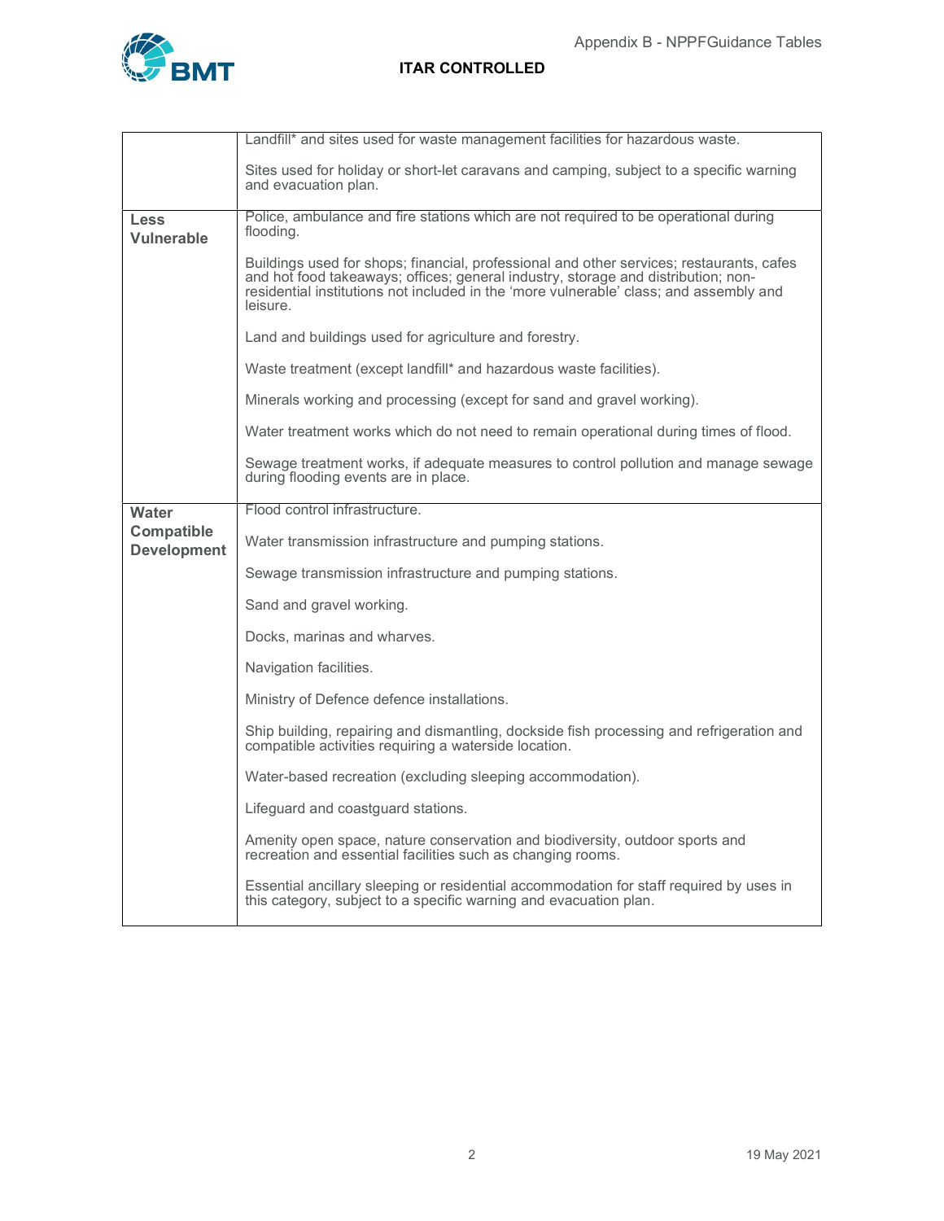| | |
|---|---|
| | Landfill* and sites used for waste management facilities for hazardous waste.<br><br>Sites used for holiday or short-let caravans and camping, subject to a specific warning and evacuation plan. |
| **Less Vulnerable** | Police, ambulance and fire stations which are not required to be operational during flooding.<br><br>Buildings used for shops; financial, professional and other services; restaurants, cafes and hot food takeaways; offices; general industry, storage and distribution; non-residential institutions not included in the 'more vulnerable' class; and assembly and leisure.<br><br>Land and buildings used for agriculture and forestry.<br><br>Waste treatment (except landfill* and hazardous waste facilities).<br><br>Minerals working and processing (except for sand and gravel working).<br><br>Water treatment works which do not need to remain operational during times of flood.<br><br>Sewage treatment works, if adequate measures to control pollution and manage sewage during flooding events are in place. |
| **Water Compatible Development** | Flood control infrastructure.<br><br>Water transmission infrastructure and pumping stations.<br><br>Sewage transmission infrastructure and pumping stations.<br><br>Sand and gravel working.<br><br>Docks, marinas and wharves.<br><br>Navigation facilities.<br><br>Ministry of Defence defence installations.<br><br>Ship building, repairing and dismantling, dockside fish processing and refrigeration and compatible activities requiring a waterside location.<br><br>Water-based recreation (excluding sleeping accommodation).<br><br>Lifeguard and coastguard stations.<br><br>Amenity open space, nature conservation and biodiversity, outdoor sports and recreation and essential facilities such as changing rooms.<br><br>Essential ancillary sleeping or residential accommodation for staff required by uses in this category, subject to a specific warning and evacuation plan. |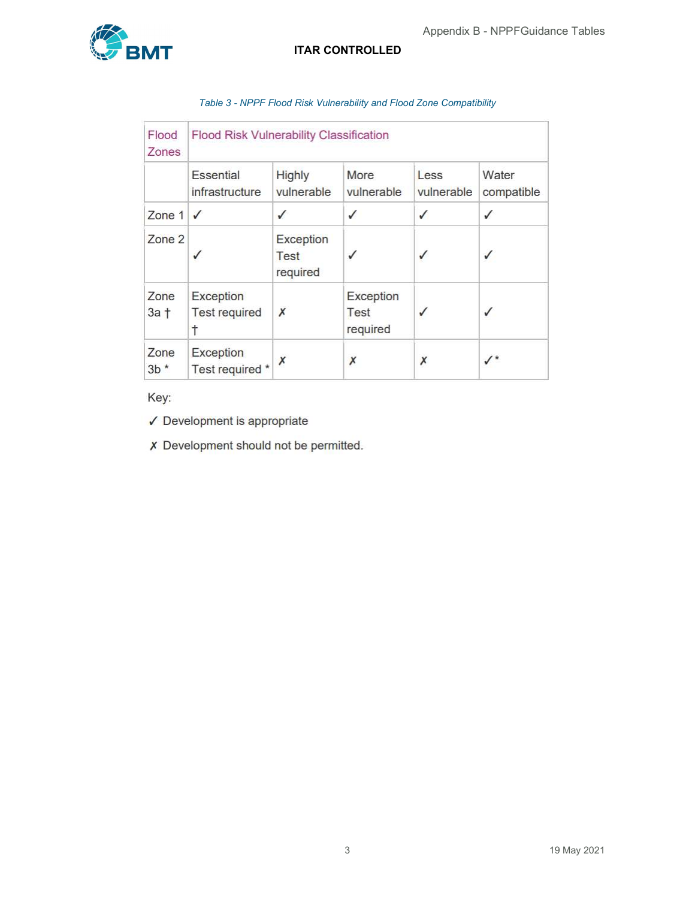*Table 3 - NPPF Flood Risk Vulnerability and Flood Zone Compatibility*

| Flood Zones | Flood Risk Vulnerability Classification | | | | |
|---|---|---|---|---|---|
| | Essential infrastructure | Highly vulnerable | More vulnerable | Less vulnerable | Water compatible |
| Zone 1 | ✓ | ✓ | ✓ | ✓ | ✓ |
| Zone 2 | ✓ | Exception Test required | ✓ | ✓ | ✓ |
| Zone 3a † | Exception Test required † | ✗ | Exception Test required | ✓ | ✓ |
| Zone 3b * | Exception Test required * | ✗ | ✗ | ✗ | ✓* |

Key:

✓ Development is appropriate

✗ Development should not be permitted.